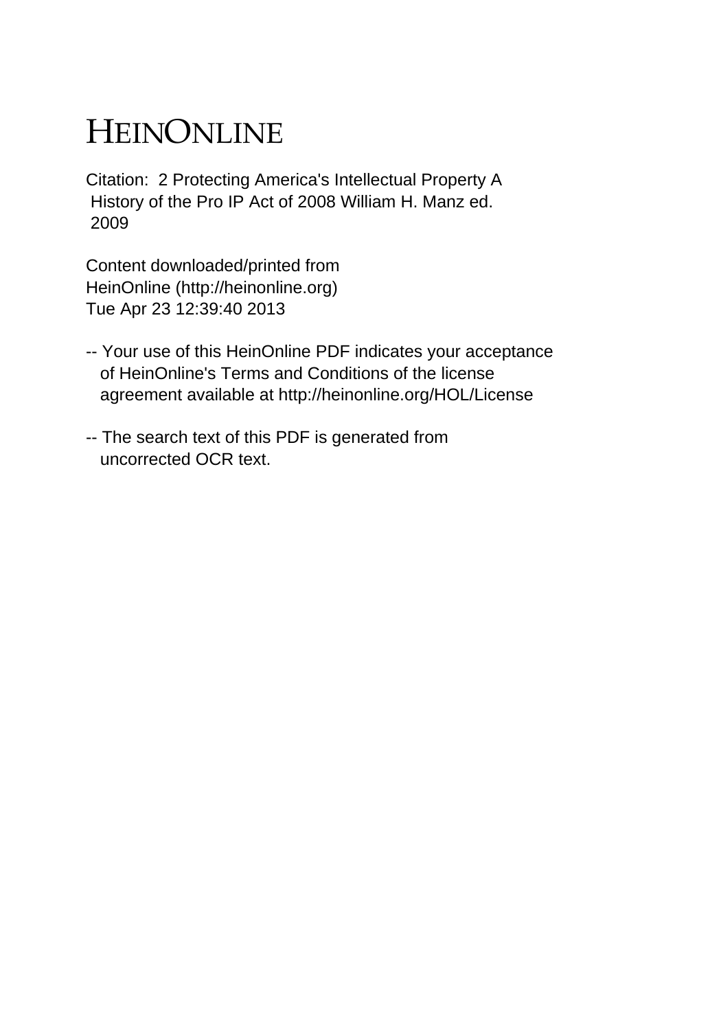# HEINONLINE

Citation: 2 Protecting America's Intellectual Property A History of the Pro IP Act of 2008 William H. Manz ed. 2009

Content downloaded/printed from HeinOnline (http://heinonline.org) Tue Apr 23 12:39:40 2013

-- Your use of this HeinOnline PDF indicates your acceptance of HeinOnline's Terms and Conditions of the license agreement available at http://heinonline.org/HOL/License

-- The search text of this PDF is generated from uncorrected OCR text.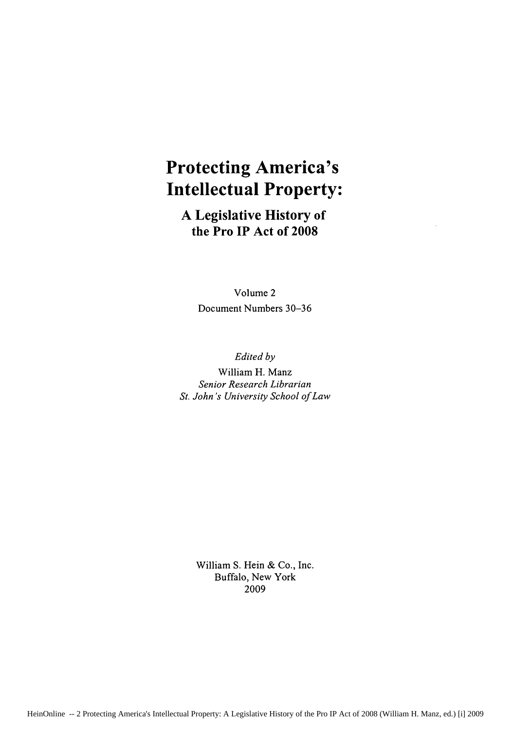# Protecting America's Intellectual Property:

## A Legislative History of the Pro IP Act of 2008

Volume 2

Document Numbers 30–36

*Edited by*

William H. Manz

*Senior Research Librarian*

*St. John's University School of Law*

William S. Hein & Co., Inc.

Buffalo, New York

2009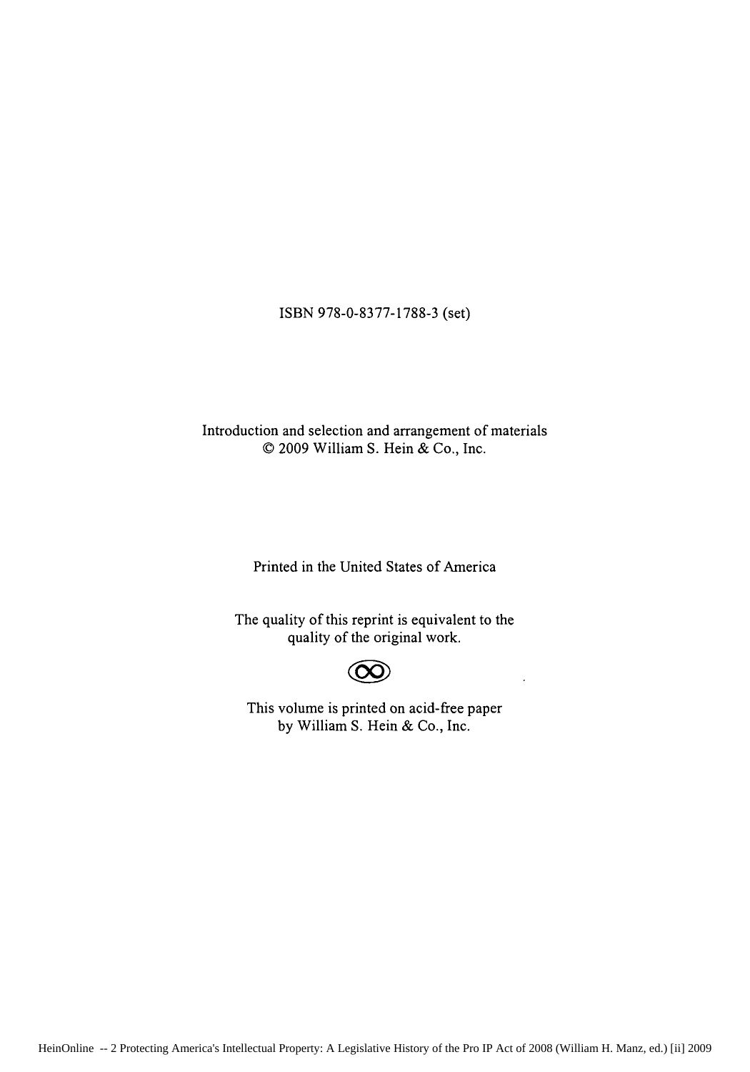ISBN 978-0-8377-1788-3 (set)

Introduction and selection and arrangement of materials
© 2009 William S. Hein & Co., Inc.

Printed in the United States of America

The quality of this reprint is equivalent to the quality of the original work.

This volume is printed on acid-free paper by William S. Hein & Co., Inc.